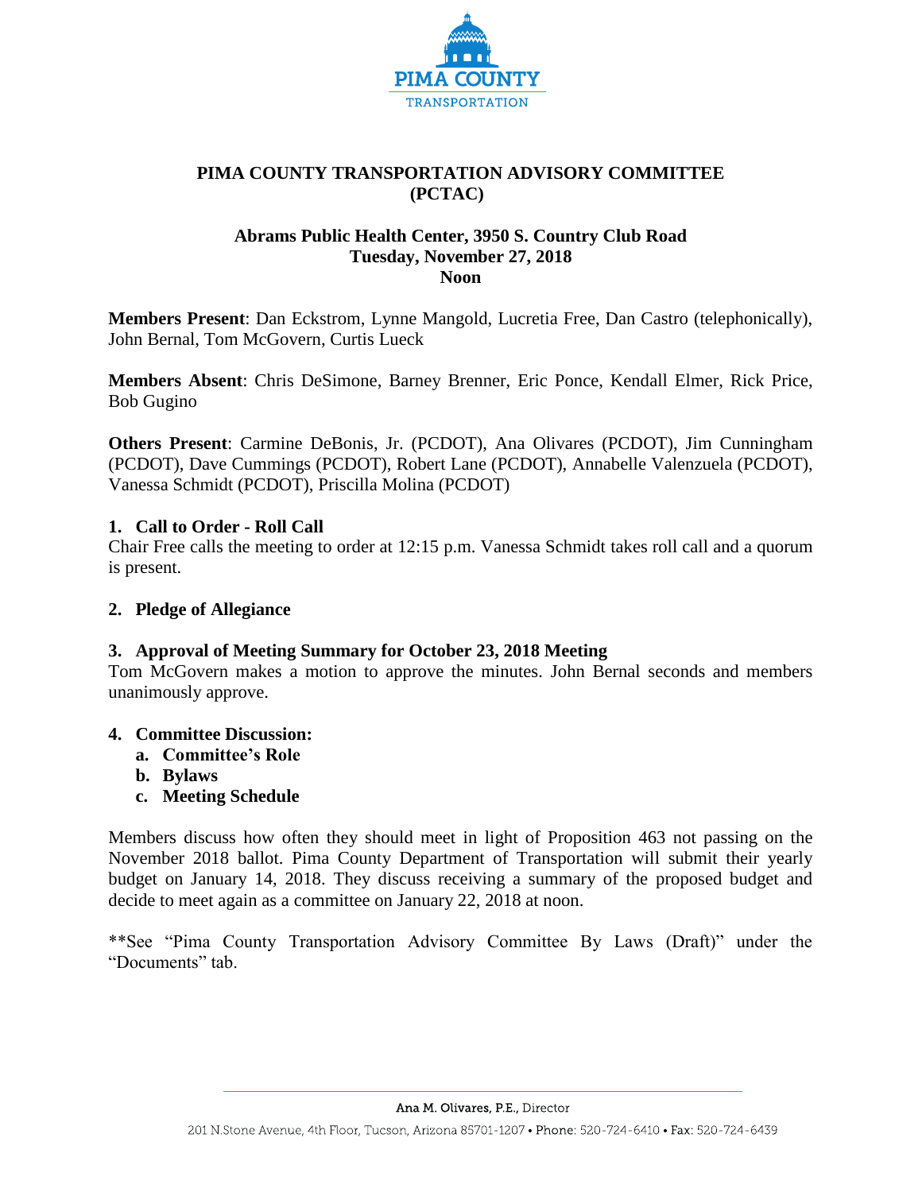# PIMA COUNTY TRANSPORTATION ADVISORY COMMITTEE (PCTAC)

**Abrams Public Health Center, 3950 S. Country Club Road**
**Tuesday, November 27, 2018**
**Noon**

**Members Present**: Dan Eckstrom, Lynne Mangold, Lucretia Free, Dan Castro (telephonically), John Bernal, Tom McGovern, Curtis Lueck

**Members Absent**: Chris DeSimone, Barney Brenner, Eric Ponce, Kendall Elmer, Rick Price, Bob Gugino

**Others Present**: Carmine DeBonis, Jr. (PCDOT), Ana Olivares (PCDOT), Jim Cunningham (PCDOT), Dave Cummings (PCDOT), Robert Lane (PCDOT), Annabelle Valenzuela (PCDOT), Vanessa Schmidt (PCDOT), Priscilla Molina (PCDOT)

### 1. Call to Order - Roll Call

Chair Free calls the meeting to order at 12:15 p.m. Vanessa Schmidt takes roll call and a quorum is present.

### 2. Pledge of Allegiance

### 3. Approval of Meeting Summary for October 23, 2018 Meeting

Tom McGovern makes a motion to approve the minutes. John Bernal seconds and members unanimously approve.

### 4. Committee Discussion:

**a. Committee's Role**
**b. Bylaws**
**c. Meeting Schedule**

Members discuss how often they should meet in light of Proposition 463 not passing on the November 2018 ballot. Pima County Department of Transportation will submit their yearly budget on January 14, 2018. They discuss receiving a summary of the proposed budget and decide to meet again as a committee on January 22, 2018 at noon.

**See "Pima County Transportation Advisory Committee By Laws (Draft)" under the "Documents" tab.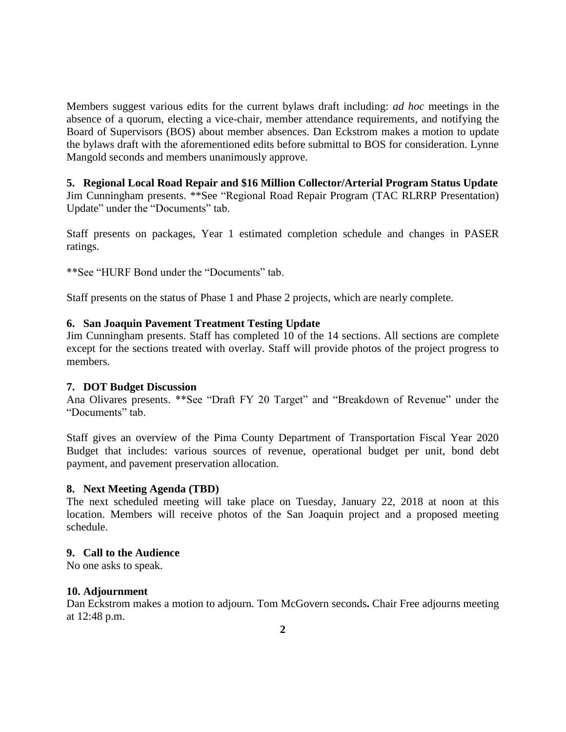Members suggest various edits for the current bylaws draft including: *ad hoc* meetings in the absence of a quorum, electing a vice-chair, member attendance requirements, and notifying the Board of Supervisors (BOS) about member absences. Dan Eckstrom makes a motion to update the bylaws draft with the aforementioned edits before submittal to BOS for consideration. Lynne Mangold seconds and members unanimously approve.

**5. Regional Local Road Repair and $16 Million Collector/Arterial Program Status Update**
Jim Cunningham presents. **See "Regional Road Repair Program (TAC RLRRP Presentation) Update" under the "Documents" tab.

Staff presents on packages, Year 1 estimated completion schedule and changes in PASER ratings.

**See "HURF Bond under the "Documents" tab.

Staff presents on the status of Phase 1 and Phase 2 projects, which are nearly complete.

**6. San Joaquin Pavement Treatment Testing Update**
Jim Cunningham presents. Staff has completed 10 of the 14 sections. All sections are complete except for the sections treated with overlay. Staff will provide photos of the project progress to members.

**7. DOT Budget Discussion**
Ana Olivares presents. **See "Draft FY 20 Target" and "Breakdown of Revenue" under the "Documents" tab.

Staff gives an overview of the Pima County Department of Transportation Fiscal Year 2020 Budget that includes: various sources of revenue, operational budget per unit, bond debt payment, and pavement preservation allocation.

**8. Next Meeting Agenda (TBD)**
The next scheduled meeting will take place on Tuesday, January 22, 2018 at noon at this location. Members will receive photos of the San Joaquin project and a proposed meeting schedule.

**9. Call to the Audience**
No one asks to speak.

**10. Adjournment**
Dan Eckstrom makes a motion to adjourn. Tom McGovern seconds**.** Chair Free adjourns meeting at 12:48 p.m.